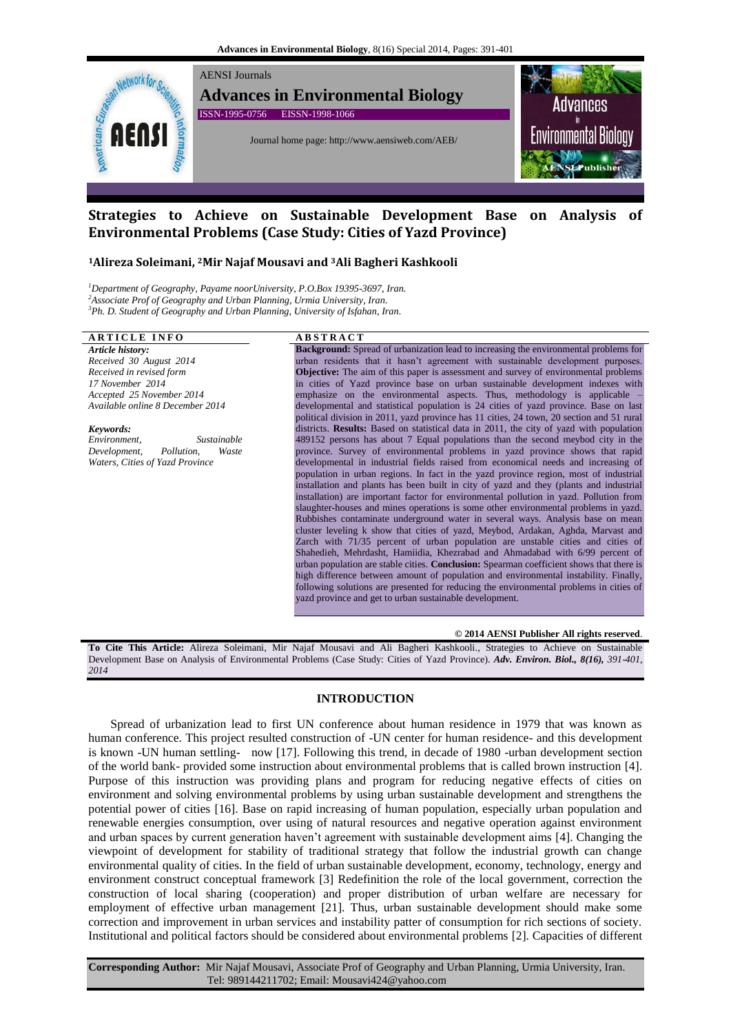AENSI Journals

**Advances in Environmental Biology**

ISSN-1995-0756 EISSN-1998-1066

Journal home page: http://www.aensiweb.com/AEB/

# Strategies to Achieve on Sustainable Development Base on Analysis of Environmental Problems (Case Study: Cities of Yazd Province)

**[1]Alireza Soleimani, [2]Mir Najaf Mousavi and [3]Ali Bagheri Kashkooli**

[1]*Department of Geography, Payame noorUniversity, P.O.Box 19395-3697, Iran.*
[2]*Associate Prof of Geography and Urban Planning, Urmia University, Iran.*
[3]*Ph. D. Student of Geography and Urban Planning, University of Isfahan, Iran.*

**ARTICLE INFO**

***Article history:***
*Received 30 August 2014*
*Received in revised form 17 November 2014*
*Accepted 25 November 2014*
*Available online 8 December 2014*

***Keywords:***
*Environment, Sustainable Development, Pollution, Waste Waters, Cities of Yazd Province*

**ABSTRACT**

**Background:** Spread of urbanization lead to increasing the environmental problems for urban residents that it hasn't agreement with sustainable development purposes. **Objective:** The aim of this paper is assessment and survey of environmental problems in cities of Yazd province base on urban sustainable development indexes with emphasize on the environmental aspects. Thus, methodology is applicable – developmental and statistical population is 24 cities of yazd province. Base on last political division in 2011, yazd province has 11 cities, 24 town, 20 section and 51 rural districts. **Results:** Based on statistical data in 2011, the city of yazd with population 489152 persons has about 7 Equal populations than the second meybod city in the province. Survey of environmental problems in yazd province shows that rapid developmental in industrial fields raised from economical needs and increasing of population in urban regions. In fact in the yazd province region, most of industrial installation and plants has been built in city of yazd and they (plants and industrial installation) are important factor for environmental pollution in yazd. Pollution from slaughter-houses and mines operations is some other environmental problems in yazd. Rubbishes contaminate underground water in several ways. Analysis base on mean cluster leveling k show that cities of yazd, Meybod, Ardakan, Aghda, Marvast and Zarch with 71/35 percent of urban population are unstable cities and cities of Shahedieh, Mehrdasht, Hamiidia, Khezrabad and Ahmadabad with 6/99 percent of urban population are stable cities. **Conclusion:** Spearman coefficient shows that there is high difference between amount of population and environmental instability. Finally, following solutions are presented for reducing the environmental problems in cities of yazd province and get to urban sustainable development.

**© 2014 AENSI Publisher All rights reserved**.

**To Cite This Article:** Alireza Soleimani, Mir Najaf Mousavi and Ali Bagheri Kashkooli., Strategies to Achieve on Sustainable Development Base on Analysis of Environmental Problems (Case Study: Cities of Yazd Province). ***Adv. Environ. Biol., 8(16),*** *391-401, 2014*

## INTRODUCTION

Spread of urbanization lead to first UN conference about human residence in 1979 that was known as human conference. This project resulted construction of -UN center for human residence- and this development is known -UN human settling- now [17]. Following this trend, in decade of 1980 -urban development section of the world bank- provided some instruction about environmental problems that is called brown instruction [4]. Purpose of this instruction was providing plans and program for reducing negative effects of cities on environment and solving environmental problems by using urban sustainable development and strengthens the potential power of cities [16]. Base on rapid increasing of human population, especially urban population and renewable energies consumption, over using of natural resources and negative operation against environment and urban spaces by current generation haven't agreement with sustainable development aims [4]. Changing the viewpoint of development for stability of traditional strategy that follow the industrial growth can change environmental quality of cities. In the field of urban sustainable development, economy, technology, energy and environment construct conceptual framework [3] Redefinition the role of the local government, correction the construction of local sharing (cooperation) and proper distribution of urban welfare are necessary for employment of effective urban management [21]. Thus, urban sustainable development should make some correction and improvement in urban services and instability patter of consumption for rich sections of society. Institutional and political factors should be considered about environmental problems [2]. Capacities of different

**Corresponding Author:** Mir Najaf Mousavi, Associate Prof of Geography and Urban Planning, Urmia University, Iran. Tel: 989144211702; Email: Mousavi424@yahoo.com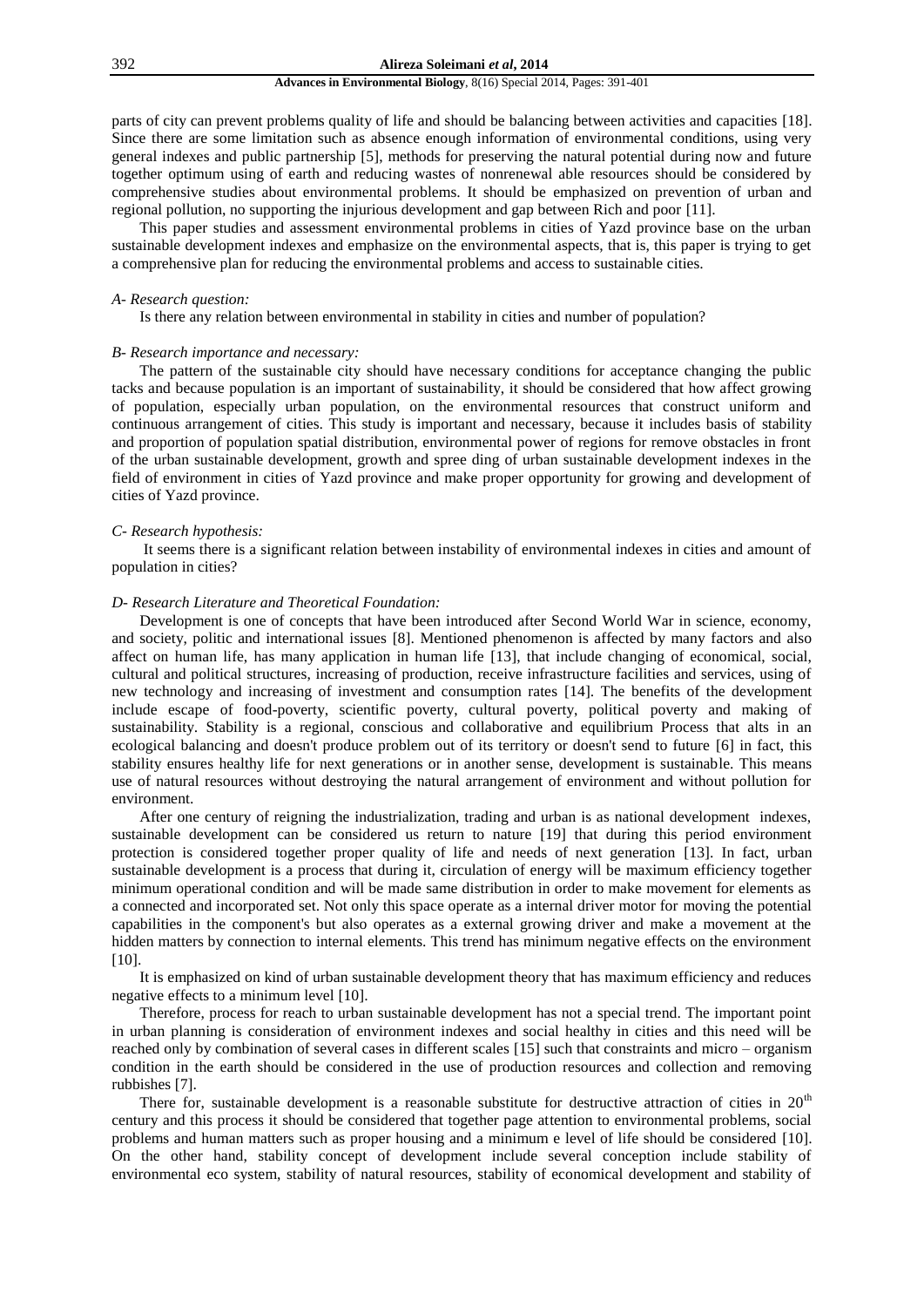parts of city can prevent problems quality of life and should be balancing between activities and capacities [18]. Since there are some limitation such as absence enough information of environmental conditions, using very general indexes and public partnership [5], methods for preserving the natural potential during now and future together optimum using of earth and reducing wastes of nonrenewal able resources should be considered by comprehensive studies about environmental problems. It should be emphasized on prevention of urban and regional pollution, no supporting the injurious development and gap between Rich and poor [11].

This paper studies and assessment environmental problems in cities of Yazd province base on the urban sustainable development indexes and emphasize on the environmental aspects, that is, this paper is trying to get a comprehensive plan for reducing the environmental problems and access to sustainable cities.

*A- Research question:*

Is there any relation between environmental in stability in cities and number of population?

*B- Research importance and necessary:*

The pattern of the sustainable city should have necessary conditions for acceptance changing the public tacks and because population is an important of sustainability, it should be considered that how affect growing of population, especially urban population, on the environmental resources that construct uniform and continuous arrangement of cities. This study is important and necessary, because it includes basis of stability and proportion of population spatial distribution, environmental power of regions for remove obstacles in front of the urban sustainable development, growth and spree ding of urban sustainable development indexes in the field of environment in cities of Yazd province and make proper opportunity for growing and development of cities of Yazd province.

*C- Research hypothesis:*

It seems there is a significant relation between instability of environmental indexes in cities and amount of population in cities?

*D- Research Literature and Theoretical Foundation:*

Development is one of concepts that have been introduced after Second World War in science, economy, and society, politic and international issues [8]. Mentioned phenomenon is affected by many factors and also affect on human life, has many application in human life [13], that include changing of economical, social, cultural and political structures, increasing of production, receive infrastructure facilities and services, using of new technology and increasing of investment and consumption rates [14]. The benefits of the development include escape of food-poverty, scientific poverty, cultural poverty, political poverty and making of sustainability. Stability is a regional, conscious and collaborative and equilibrium Process that alts in an ecological balancing and doesn't produce problem out of its territory or doesn't send to future [6] in fact, this stability ensures healthy life for next generations or in another sense, development is sustainable. This means use of natural resources without destroying the natural arrangement of environment and without pollution for environment.

After one century of reigning the industrialization, trading and urban is as national development indexes, sustainable development can be considered us return to nature [19] that during this period environment protection is considered together proper quality of life and needs of next generation [13]. In fact, urban sustainable development is a process that during it, circulation of energy will be maximum efficiency together minimum operational condition and will be made same distribution in order to make movement for elements as a connected and incorporated set. Not only this space operate as a internal driver motor for moving the potential capabilities in the component's but also operates as a external growing driver and make a movement at the hidden matters by connection to internal elements. This trend has minimum negative effects on the environment [10].

It is emphasized on kind of urban sustainable development theory that has maximum efficiency and reduces negative effects to a minimum level [10].

Therefore, process for reach to urban sustainable development has not a special trend. The important point in urban planning is consideration of environment indexes and social healthy in cities and this need will be reached only by combination of several cases in different scales [15] such that constraints and micro – organism condition in the earth should be considered in the use of production resources and collection and removing rubbishes [7].

There for, sustainable development is a reasonable substitute for destructive attraction of cities in 20th century and this process it should be considered that together page attention to environmental problems, social problems and human matters such as proper housing and a minimum e level of life should be considered [10]. On the other hand, stability concept of development include several conception include stability of environmental eco system, stability of natural resources, stability of economical development and stability of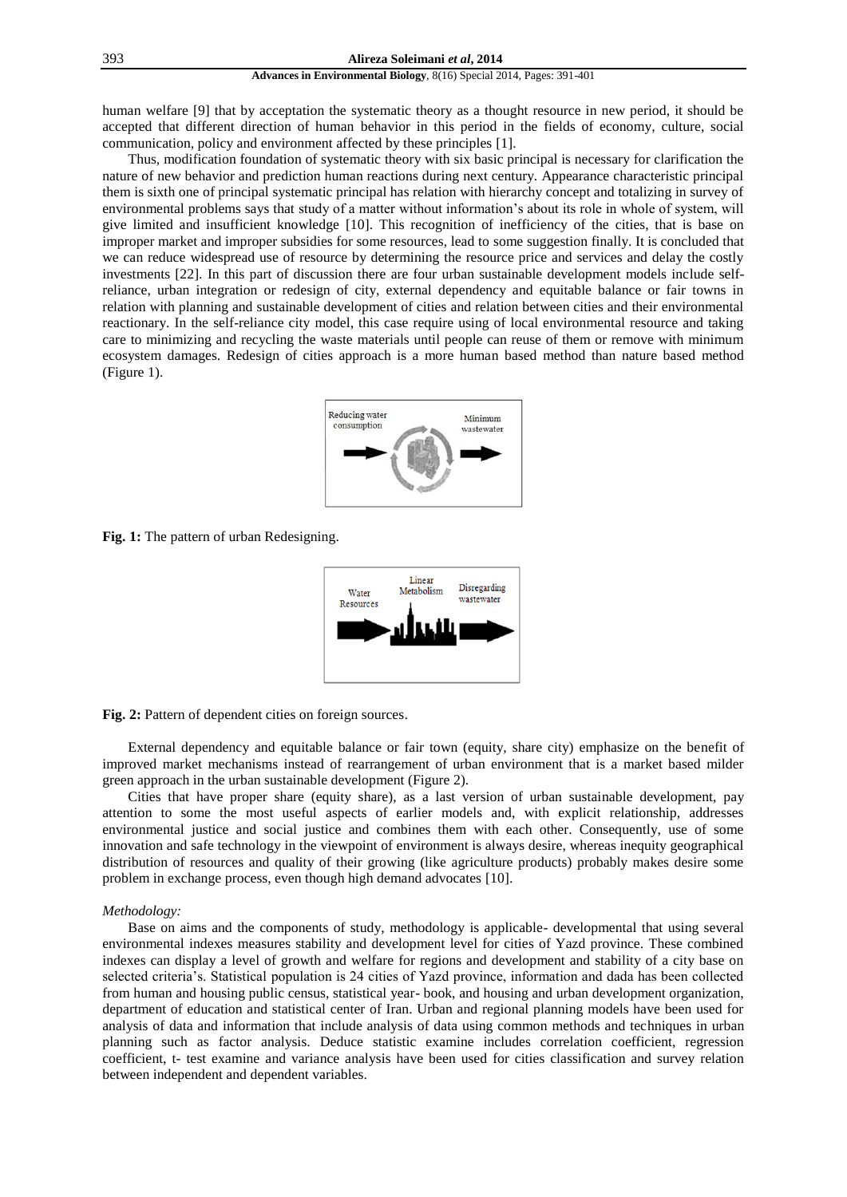human welfare [9] that by acceptation the systematic theory as a thought resource in new period, it should be accepted that different direction of human behavior in this period in the fields of economy, culture, social communication, policy and environment affected by these principles [1].

Thus, modification foundation of systematic theory with six basic principal is necessary for clarification the nature of new behavior and prediction human reactions during next century. Appearance characteristic principal them is sixth one of principal systematic principal has relation with hierarchy concept and totalizing in survey of environmental problems says that study of a matter without information's about its role in whole of system, will give limited and insufficient knowledge [10]. This recognition of inefficiency of the cities, that is base on improper market and improper subsidies for some resources, lead to some suggestion finally. It is concluded that we can reduce widespread use of resource by determining the resource price and services and delay the costly investments [22]. In this part of discussion there are four urban sustainable development models include self-reliance, urban integration or redesign of city, external dependency and equitable balance or fair towns in relation with planning and sustainable development of cities and relation between cities and their environmental reactionary. In the self-reliance city model, this case require using of local environmental resource and taking care to minimizing and recycling the waste materials until people can reuse of them or remove with minimum ecosystem damages. Redesign of cities approach is a more human based method than nature based method (Figure 1).

**Fig. 1:** The pattern of urban Redesigning.

**Fig. 2:** Pattern of dependent cities on foreign sources.

External dependency and equitable balance or fair town (equity, share city) emphasize on the benefit of improved market mechanisms instead of rearrangement of urban environment that is a market based milder green approach in the urban sustainable development (Figure 2).

Cities that have proper share (equity share), as a last version of urban sustainable development, pay attention to some the most useful aspects of earlier models and, with explicit relationship, addresses environmental justice and social justice and combines them with each other. Consequently, use of some innovation and safe technology in the viewpoint of environment is always desire, whereas inequity geographical distribution of resources and quality of their growing (like agriculture products) probably makes desire some problem in exchange process, even though high demand advocates [10].

*Methodology:*

Base on aims and the components of study, methodology is applicable- developmental that using several environmental indexes measures stability and development level for cities of Yazd province. These combined indexes can display a level of growth and welfare for regions and development and stability of a city base on selected criteria's. Statistical population is 24 cities of Yazd province, information and dada has been collected from human and housing public census, statistical year- book, and housing and urban development organization, department of education and statistical center of Iran. Urban and regional planning models have been used for analysis of data and information that include analysis of data using common methods and techniques in urban planning such as factor analysis. Deduce statistic examine includes correlation coefficient, regression coefficient, t- test examine and variance analysis have been used for cities classification and survey relation between independent and dependent variables.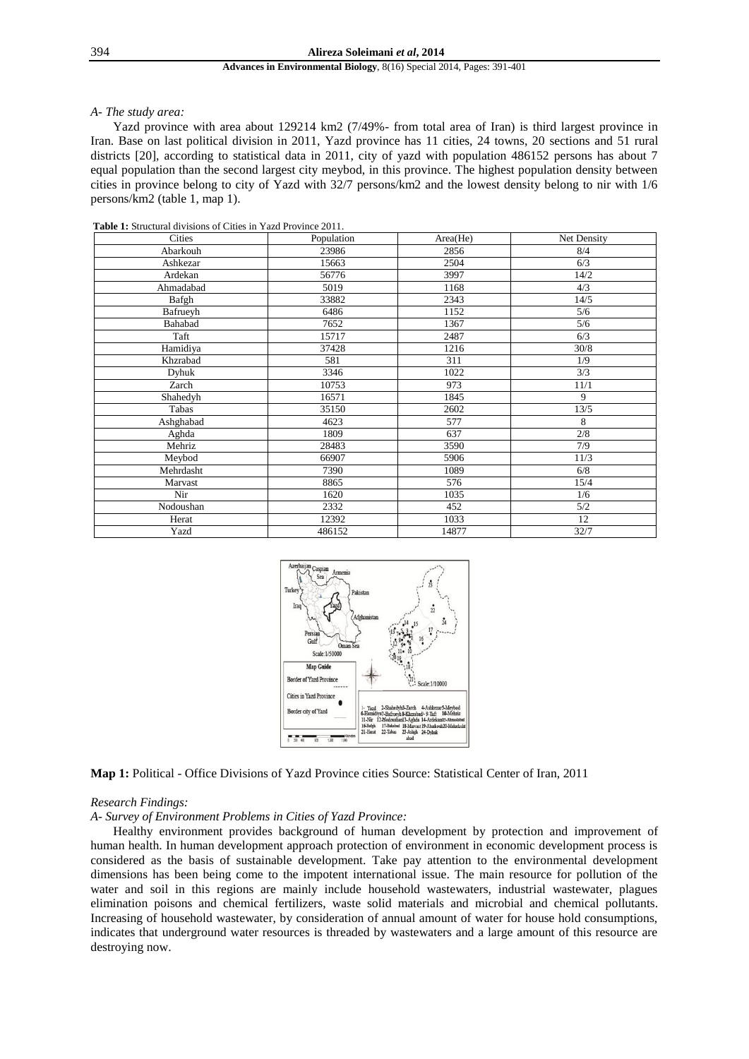*A- The study area:*

Yazd province with area about 129214 km2 (7/49%- from total area of Iran) is third largest province in Iran. Base on last political division in 2011, Yazd province has 11 cities, 24 towns, 20 sections and 51 rural districts [20], according to statistical data in 2011, city of yazd with population 486152 persons has about 7 equal population than the second largest city meybod, in this province. The highest population density between cities in province belong to city of Yazd with 32/7 persons/km2 and the lowest density belong to nir with 1/6 persons/km2 (table 1, map 1).

**Table 1:** Structural divisions of Cities in Yazd Province 2011.

| Cities | Population | Area(He) | Net Density |
|---|---|---|---|
| Abarkouh | 23986 | 2856 | 8/4 |
| Ashkezar | 15663 | 2504 | 6/3 |
| Ardekan | 56776 | 3997 | 14/2 |
| Ahmadabad | 5019 | 1168 | 4/3 |
| Bafgh | 33882 | 2343 | 14/5 |
| Bafrueyh | 6486 | 1152 | 5/6 |
| Bahabad | 7652 | 1367 | 5/6 |
| Taft | 15717 | 2487 | 6/3 |
| Hamidiya | 37428 | 1216 | 30/8 |
| Khzrabad | 581 | 311 | 1/9 |
| Dyhuk | 3346 | 1022 | 3/3 |
| Zarch | 10753 | 973 | 11/1 |
| Shahedyh | 16571 | 1845 | 9 |
| Tabas | 35150 | 2602 | 13/5 |
| Ashghabad | 4623 | 577 | 8 |
| Aghda | 1809 | 637 | 2/8 |
| Mehriz | 28483 | 3590 | 7/9 |
| Meybod | 66907 | 5906 | 11/3 |
| Mehrdasht | 7390 | 1089 | 6/8 |
| Marvast | 8865 | 576 | 15/4 |
| Nir | 1620 | 1035 | 1/6 |
| Nodoushan | 2332 | 452 | 5/2 |
| Herat | 12392 | 1033 | 12 |
| Yazd | 486152 | 14877 | 32/7 |

**Map 1:** Political - Office Divisions of Yazd Province cities Source: Statistical Center of Iran, 2011

*Research Findings:*

*A- Survey of Environment Problems in Cities of Yazd Province:*

Healthy environment provides background of human development by protection and improvement of human health. In human development approach protection of environment in economic development process is considered as the basis of sustainable development. Take pay attention to the environmental development dimensions has been being come to the impotent international issue. The main resource for pollution of the water and soil in this regions are mainly include household wastewaters, industrial wastewater, plagues elimination poisons and chemical fertilizers, waste solid materials and microbial and chemical pollutants. Increasing of household wastewater, by consideration of annual amount of water for house hold consumptions, indicates that underground water resources is threaded by wastewaters and a large amount of this resource are destroying now.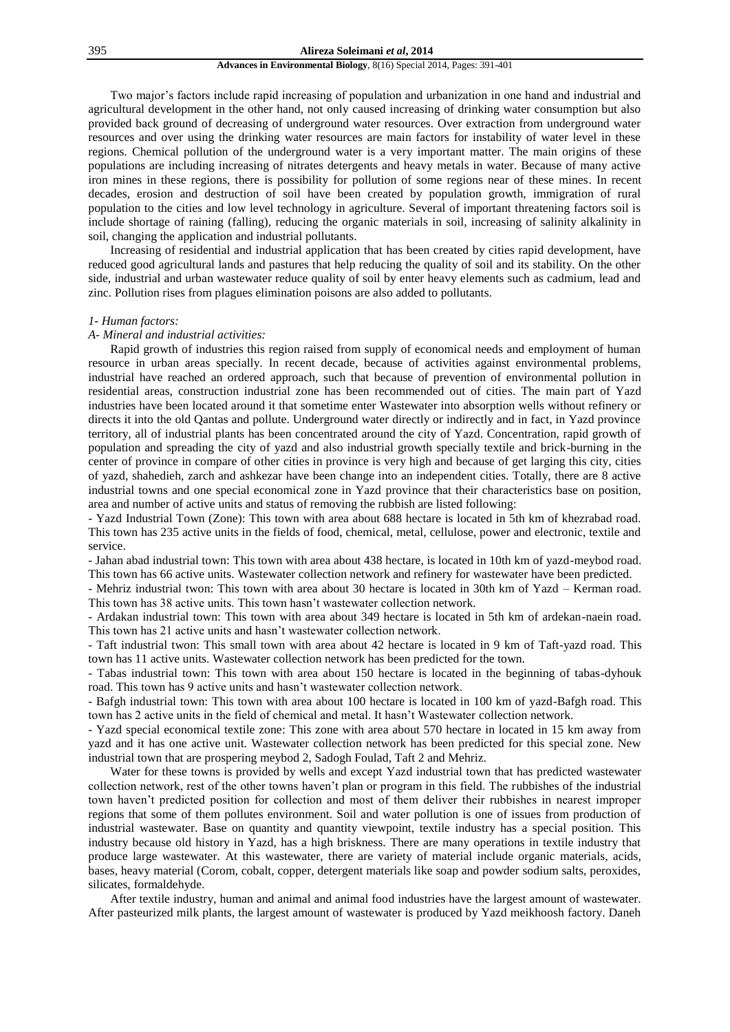Two major's factors include rapid increasing of population and urbanization in one hand and industrial and agricultural development in the other hand, not only caused increasing of drinking water consumption but also provided back ground of decreasing of underground water resources. Over extraction from underground water resources and over using the drinking water resources are main factors for instability of water level in these regions. Chemical pollution of the underground water is a very important matter. The main origins of these populations are including increasing of nitrates detergents and heavy metals in water. Because of many active iron mines in these regions, there is possibility for pollution of some regions near of these mines. In recent decades, erosion and destruction of soil have been created by population growth, immigration of rural population to the cities and low level technology in agriculture. Several of important threatening factors soil is include shortage of raining (falling), reducing the organic materials in soil, increasing of salinity alkalinity in soil, changing the application and industrial pollutants.

Increasing of residential and industrial application that has been created by cities rapid development, have reduced good agricultural lands and pastures that help reducing the quality of soil and its stability. On the other side, industrial and urban wastewater reduce quality of soil by enter heavy elements such as cadmium, lead and zinc. Pollution rises from plagues elimination poisons are also added to pollutants.

*1- Human factors:*

*A- Mineral and industrial activities:*

Rapid growth of industries this region raised from supply of economical needs and employment of human resource in urban areas specially. In recent decade, because of activities against environmental problems, industrial have reached an ordered approach, such that because of prevention of environmental pollution in residential areas, construction industrial zone has been recommended out of cities. The main part of Yazd industries have been located around it that sometime enter Wastewater into absorption wells without refinery or directs it into the old Qantas and pollute. Underground water directly or indirectly and in fact, in Yazd province territory, all of industrial plants has been concentrated around the city of Yazd. Concentration, rapid growth of population and spreading the city of yazd and also industrial growth specially textile and brick-burning in the center of province in compare of other cities in province is very high and because of get larging this city, cities of yazd, shahedieh, zarch and ashkezar have been change into an independent cities. Totally, there are 8 active industrial towns and one special economical zone in Yazd province that their characteristics base on position, area and number of active units and status of removing the rubbish are listed following:

- Yazd Industrial Town (Zone): This town with area about 688 hectare is located in 5th km of khezrabad road. This town has 235 active units in the fields of food, chemical, metal, cellulose, power and electronic, textile and service.
- Jahan abad industrial town: This town with area about 438 hectare, is located in 10th km of yazd-meybod road. This town has 66 active units. Wastewater collection network and refinery for wastewater have been predicted.
- Mehriz industrial twon: This town with area about 30 hectare is located in 30th km of Yazd – Kerman road. This town has 38 active units. This town hasn't wastewater collection network.
- Ardakan industrial town: This town with area about 349 hectare is located in 5th km of ardekan-naein road. This town has 21 active units and hasn't wastewater collection network.
- Taft industrial twon: This small town with area about 42 hectare is located in 9 km of Taft-yazd road. This town has 11 active units. Wastewater collection network has been predicted for the town.
- Tabas industrial town: This town with area about 150 hectare is located in the beginning of tabas-dyhouk road. This town has 9 active units and hasn't wastewater collection network.
- Bafgh industrial town: This town with area about 100 hectare is located in 100 km of yazd-Bafgh road. This town has 2 active units in the field of chemical and metal. It hasn't Wastewater collection network.
- Yazd special economical textile zone: This zone with area about 570 hectare in located in 15 km away from yazd and it has one active unit. Wastewater collection network has been predicted for this special zone. New industrial town that are prospering meybod 2, Sadogh Foulad, Taft 2 and Mehriz.

Water for these towns is provided by wells and except Yazd industrial town that has predicted wastewater collection network, rest of the other towns haven't plan or program in this field. The rubbishes of the industrial town haven't predicted position for collection and most of them deliver their rubbishes in nearest improper regions that some of them pollutes environment. Soil and water pollution is one of issues from production of industrial wastewater. Base on quantity and quantity viewpoint, textile industry has a special position. This industry because old history in Yazd, has a high briskness. There are many operations in textile industry that produce large wastewater. At this wastewater, there are variety of material include organic materials, acids, bases, heavy material (Corom, cobalt, copper, detergent materials like soap and powder sodium salts, peroxides, silicates, formaldehyde.

After textile industry, human and animal and animal food industries have the largest amount of wastewater. After pasteurized milk plants, the largest amount of wastewater is produced by Yazd meikhoosh factory. Daneh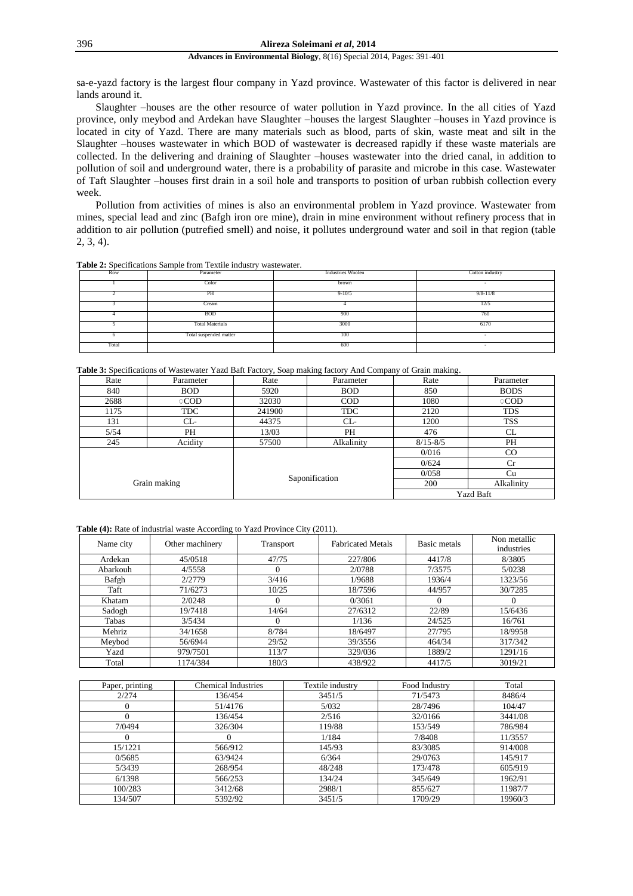sa-e-yazd factory is the largest flour company in Yazd province. Wastewater of this factor is delivered in near lands around it.

Slaughter –houses are the other resource of water pollution in Yazd province. In the all cities of Yazd province, only meybod and Ardekan have Slaughter –houses the largest Slaughter –houses in Yazd province is located in city of Yazd. There are many materials such as blood, parts of skin, waste meat and silt in the Slaughter –houses wastewater in which BOD of wastewater is decreased rapidly if these waste materials are collected. In the delivering and draining of Slaughter –houses wastewater into the dried canal, in addition to pollution of soil and underground water, there is a probability of parasite and microbe in this case. Wastewater of Taft Slaughter –houses first drain in a soil hole and transports to position of urban rubbish collection every week.

Pollution from activities of mines is also an environmental problem in Yazd province. Wastewater from mines, special lead and zinc (Bafgh iron ore mine), drain in mine environment without refinery process that in addition to air pollution (putrefied smell) and noise, it pollutes underground water and soil in that region (table 2, 3, 4).

**Table 2:** Specifications Sample from Textile industry wastewater.

| Row | Parameter | Industries Woolen | Cotton industry |
|---|---|---|---|
| 1 | Color | brown | - |
| 2 | PH | 9-10/5 | 9/8-11/8 |
| 3 | Cream | 4 | 12/5 |
| 4 | BOD | 900 | 760 |
| 5 | Total Materials | 3000 | 6170 |
| 6 | Total suspended matter | 100 | - |
| Total | | 600 | - |

**Table 3:** Specifications of Wastewater Yazd Baft Factory, Soap making factory And Company of Grain making.

| Rate | Parameter | Rate | Parameter | Rate | Parameter |
|---|---|---|---|---|---|
| 840 | BOD | 5920 | BOD | 850 | BODS |
| 2688 | ○COD | 32030 | COD | 1080 | ○COD |
| 1175 | TDC | 241900 | TDC | 2120 | TDS |
| 131 | CL- | 44375 | CL- | 1200 | TSS |
| 5/54 | PH | 13/03 | PH | 476 | CL |
| 245 | Acidity | 57500 | Alkalinity | 8/15-8/5 | PH |
| | | | | 0/016 | CO |
| | | | | 0/624 | Cr |
| | | | | 0/058 | Cu |
| Grain making | | Saponification | | 200 | Alkalinity |
| | | | | Yazd Baft | |

**Table (4):** Rate of industrial waste According to Yazd Province City (2011).

| Name city | Other machinery | Transport | Fabricated Metals | Basic metals | Non metallic industries | Paper, printing | Chemical Industries | Textile industry | Food Industry | Total |
|---|---|---|---|---|---|---|---|---|---|---|
| Ardekan | 45/0518 | 47/75 | 227/806 | 4417/8 | 8/3805 | 2/274 | 136/454 | 3451/5 | 71/5473 | 8486/4 |
| Abarkouh | 4/5558 | 0 | 2/0788 | 7/3575 | 5/0238 | 0 | 51/4176 | 5/032 | 28/7496 | 104/47 |
| Bafgh | 2/2779 | 3/416 | 1/9688 | 1936/4 | 1323/56 | 0 | 136/454 | 2/516 | 32/0166 | 3441/08 |
| Taft | 71/6273 | 10/25 | 18/7596 | 44/957 | 30/7285 | 7/0494 | 326/304 | 119/88 | 153/549 | 786/984 |
| Khatam | 2/0248 | 0 | 0/3061 | 0 | 0 | 0 | 0 | 1/184 | 7/8408 | 11/3557 |
| Sadogh | 19/7418 | 14/64 | 27/6312 | 22/89 | 15/6436 | 15/1221 | 566/912 | 145/93 | 83/3085 | 914/008 |
| Tabas | 3/5434 | 0 | 1/136 | 24/525 | 16/761 | 0/5685 | 63/9424 | 6/364 | 29/0763 | 145/917 |
| Mehriz | 34/1658 | 8/784 | 18/6497 | 27/795 | 18/9958 | 5/3439 | 268/954 | 48/248 | 173/478 | 605/919 |
| Meybod | 56/6944 | 29/52 | 39/3556 | 464/34 | 317/342 | 6/1398 | 566/253 | 134/24 | 345/649 | 1962/91 |
| Yazd | 979/7501 | 113/7 | 329/036 | 1889/2 | 1291/16 | 100/283 | 3412/68 | 2988/1 | 855/627 | 11987/7 |
| Total | 1174/384 | 180/3 | 438/922 | 4417/5 | 3019/21 | 134/507 | 5392/92 | 3451/5 | 1709/29 | 19960/3 |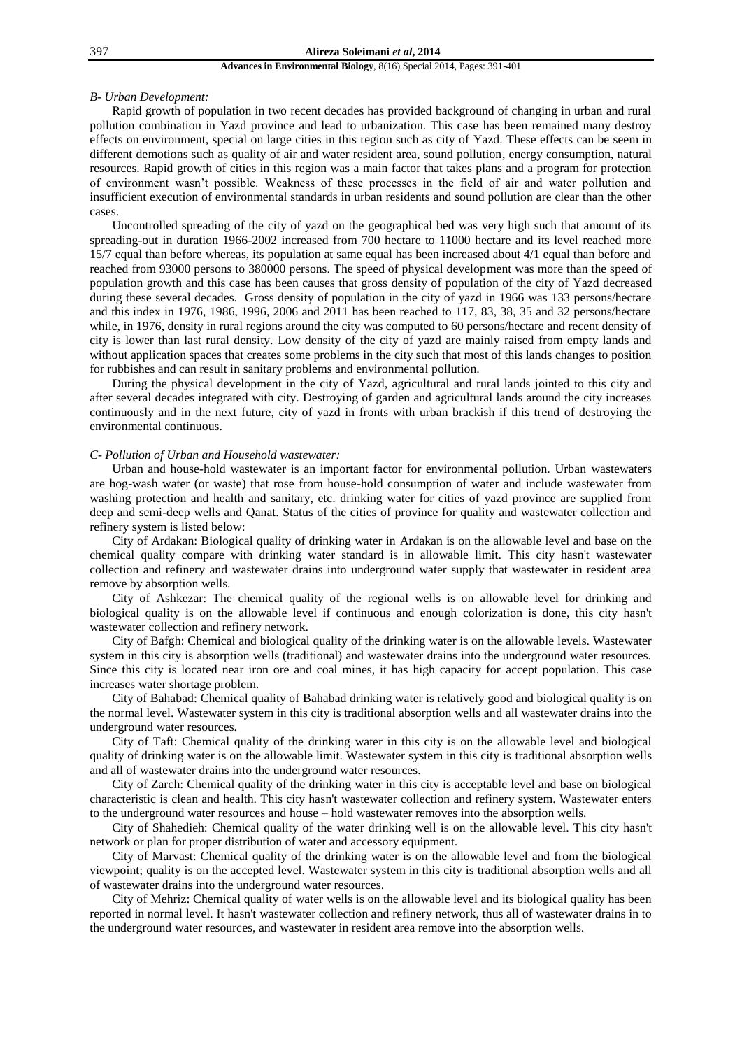*B- Urban Development:*

Rapid growth of population in two recent decades has provided background of changing in urban and rural pollution combination in Yazd province and lead to urbanization. This case has been remained many destroy effects on environment, special on large cities in this region such as city of Yazd. These effects can be seem in different demotions such as quality of air and water resident area, sound pollution, energy consumption, natural resources. Rapid growth of cities in this region was a main factor that takes plans and a program for protection of environment wasn't possible. Weakness of these processes in the field of air and water pollution and insufficient execution of environmental standards in urban residents and sound pollution are clear than the other cases.

Uncontrolled spreading of the city of yazd on the geographical bed was very high such that amount of its spreading-out in duration 1966-2002 increased from 700 hectare to 11000 hectare and its level reached more 15/7 equal than before whereas, its population at same equal has been increased about 4/1 equal than before and reached from 93000 persons to 380000 persons. The speed of physical development was more than the speed of population growth and this case has been causes that gross density of population of the city of Yazd decreased during these several decades. Gross density of population in the city of yazd in 1966 was 133 persons/hectare and this index in 1976, 1986, 1996, 2006 and 2011 has been reached to 117, 83, 38, 35 and 32 persons/hectare while, in 1976, density in rural regions around the city was computed to 60 persons/hectare and recent density of city is lower than last rural density. Low density of the city of yazd are mainly raised from empty lands and without application spaces that creates some problems in the city such that most of this lands changes to position for rubbishes and can result in sanitary problems and environmental pollution.

During the physical development in the city of Yazd, agricultural and rural lands jointed to this city and after several decades integrated with city. Destroying of garden and agricultural lands around the city increases continuously and in the next future, city of yazd in fronts with urban brackish if this trend of destroying the environmental continuous.

*C- Pollution of Urban and Household wastewater:*

Urban and house-hold wastewater is an important factor for environmental pollution. Urban wastewaters are hog-wash water (or waste) that rose from house-hold consumption of water and include wastewater from washing protection and health and sanitary, etc. drinking water for cities of yazd province are supplied from deep and semi-deep wells and Qanat. Status of the cities of province for quality and wastewater collection and refinery system is listed below:

City of Ardakan: Biological quality of drinking water in Ardakan is on the allowable level and base on the chemical quality compare with drinking water standard is in allowable limit. This city hasn't wastewater collection and refinery and wastewater drains into underground water supply that wastewater in resident area remove by absorption wells.

City of Ashkezar: The chemical quality of the regional wells is on allowable level for drinking and biological quality is on the allowable level if continuous and enough colorization is done, this city hasn't wastewater collection and refinery network.

City of Bafgh: Chemical and biological quality of the drinking water is on the allowable levels. Wastewater system in this city is absorption wells (traditional) and wastewater drains into the underground water resources. Since this city is located near iron ore and coal mines, it has high capacity for accept population. This case increases water shortage problem.

City of Bahabad: Chemical quality of Bahabad drinking water is relatively good and biological quality is on the normal level. Wastewater system in this city is traditional absorption wells and all wastewater drains into the underground water resources.

City of Taft: Chemical quality of the drinking water in this city is on the allowable level and biological quality of drinking water is on the allowable limit. Wastewater system in this city is traditional absorption wells and all of wastewater drains into the underground water resources.

City of Zarch: Chemical quality of the drinking water in this city is acceptable level and base on biological characteristic is clean and health. This city hasn't wastewater collection and refinery system. Wastewater enters to the underground water resources and house – hold wastewater removes into the absorption wells.

City of Shahedieh: Chemical quality of the water drinking well is on the allowable level. This city hasn't network or plan for proper distribution of water and accessory equipment.

City of Marvast: Chemical quality of the drinking water is on the allowable level and from the biological viewpoint; quality is on the accepted level. Wastewater system in this city is traditional absorption wells and all of wastewater drains into the underground water resources.

City of Mehriz: Chemical quality of water wells is on the allowable level and its biological quality has been reported in normal level. It hasn't wastewater collection and refinery network, thus all of wastewater drains in to the underground water resources, and wastewater in resident area remove into the absorption wells.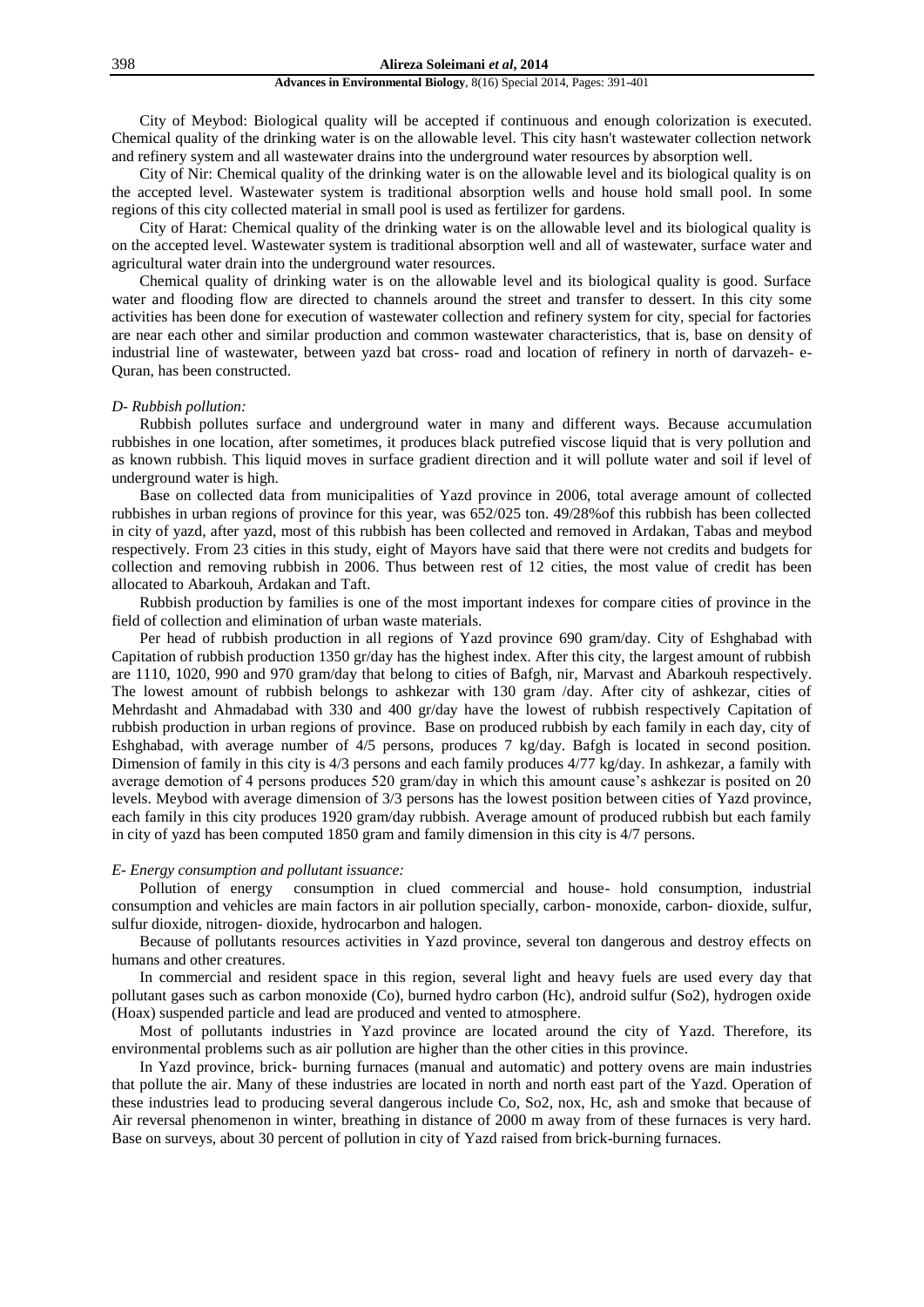City of Meybod: Biological quality will be accepted if continuous and enough colorization is executed. Chemical quality of the drinking water is on the allowable level. This city hasn't wastewater collection network and refinery system and all wastewater drains into the underground water resources by absorption well.

City of Nir: Chemical quality of the drinking water is on the allowable level and its biological quality is on the accepted level. Wastewater system is traditional absorption wells and house hold small pool. In some regions of this city collected material in small pool is used as fertilizer for gardens.

City of Harat: Chemical quality of the drinking water is on the allowable level and its biological quality is on the accepted level. Wastewater system is traditional absorption well and all of wastewater, surface water and agricultural water drain into the underground water resources.

Chemical quality of drinking water is on the allowable level and its biological quality is good. Surface water and flooding flow are directed to channels around the street and transfer to dessert. In this city some activities has been done for execution of wastewater collection and refinery system for city, special for factories are near each other and similar production and common wastewater characteristics, that is, base on density of industrial line of wastewater, between yazd bat cross- road and location of refinery in north of darvazeh- e-Quran, has been constructed.

#### *D- Rubbish pollution:*

Rubbish pollutes surface and underground water in many and different ways. Because accumulation rubbishes in one location, after sometimes, it produces black putrefied viscose liquid that is very pollution and as known rubbish. This liquid moves in surface gradient direction and it will pollute water and soil if level of underground water is high.

Base on collected data from municipalities of Yazd province in 2006, total average amount of collected rubbishes in urban regions of province for this year, was 652/025 ton. 49/28%of this rubbish has been collected in city of yazd, after yazd, most of this rubbish has been collected and removed in Ardakan, Tabas and meybod respectively. From 23 cities in this study, eight of Mayors have said that there were not credits and budgets for collection and removing rubbish in 2006. Thus between rest of 12 cities, the most value of credit has been allocated to Abarkouh, Ardakan and Taft.

Rubbish production by families is one of the most important indexes for compare cities of province in the field of collection and elimination of urban waste materials.

Per head of rubbish production in all regions of Yazd province 690 gram/day. City of Eshghabad with Capitation of rubbish production 1350 gr/day has the highest index. After this city, the largest amount of rubbish are 1110, 1020, 990 and 970 gram/day that belong to cities of Bafgh, nir, Marvast and Abarkouh respectively. The lowest amount of rubbish belongs to ashkezar with 130 gram /day. After city of ashkezar, cities of Mehrdasht and Ahmadabad with 330 and 400 gr/day have the lowest of rubbish respectively Capitation of rubbish production in urban regions of province. Base on produced rubbish by each family in each day, city of Eshghabad, with average number of 4/5 persons, produces 7 kg/day. Bafgh is located in second position. Dimension of family in this city is 4/3 persons and each family produces 4/77 kg/day. In ashkezar, a family with average demotion of 4 persons produces 520 gram/day in which this amount cause's ashkezar is posited on 20 levels. Meybod with average dimension of 3/3 persons has the lowest position between cities of Yazd province, each family in this city produces 1920 gram/day rubbish. Average amount of produced rubbish but each family in city of yazd has been computed 1850 gram and family dimension in this city is 4/7 persons.

#### *E- Energy consumption and pollutant issuance:*

Pollution of energy consumption in clued commercial and house- hold consumption, industrial consumption and vehicles are main factors in air pollution specially, carbon- monoxide, carbon- dioxide, sulfur, sulfur dioxide, nitrogen- dioxide, hydrocarbon and halogen.

Because of pollutants resources activities in Yazd province, several ton dangerous and destroy effects on humans and other creatures.

In commercial and resident space in this region, several light and heavy fuels are used every day that pollutant gases such as carbon monoxide (Co), burned hydro carbon (Hc), android sulfur (So2), hydrogen oxide (Hoax) suspended particle and lead are produced and vented to atmosphere.

Most of pollutants industries in Yazd province are located around the city of Yazd. Therefore, its environmental problems such as air pollution are higher than the other cities in this province.

In Yazd province, brick- burning furnaces (manual and automatic) and pottery ovens are main industries that pollute the air. Many of these industries are located in north and north east part of the Yazd. Operation of these industries lead to producing several dangerous include Co, So2, nox, Hc, ash and smoke that because of Air reversal phenomenon in winter, breathing in distance of 2000 m away from of these furnaces is very hard. Base on surveys, about 30 percent of pollution in city of Yazd raised from brick-burning furnaces.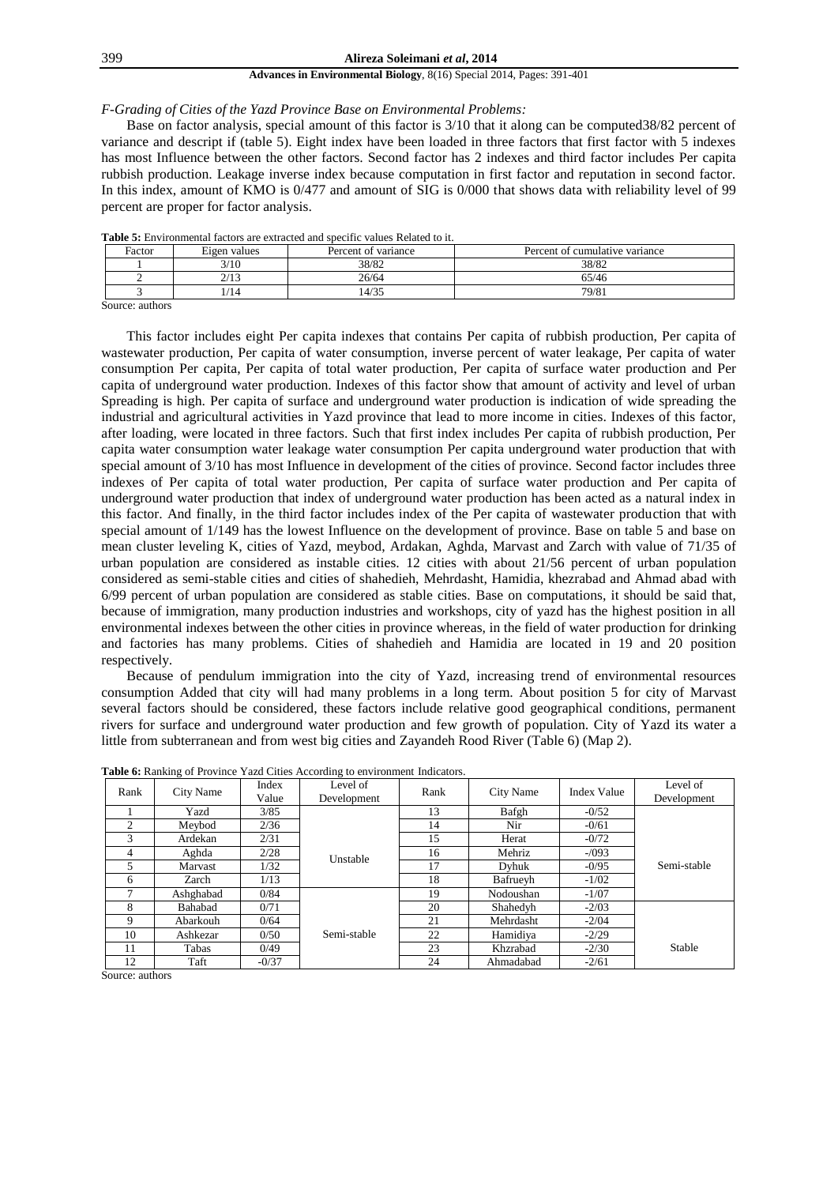*F-Grading of Cities of the Yazd Province Base on Environmental Problems:*

Base on factor analysis, special amount of this factor is 3/10 that it along can be computed38/82 percent of variance and descript if (table 5). Eight index have been loaded in three factors that first factor with 5 indexes has most Influence between the other factors. Second factor has 2 indexes and third factor includes Per capita rubbish production. Leakage inverse index because computation in first factor and reputation in second factor. In this index, amount of KMO is 0/477 and amount of SIG is 0/000 that shows data with reliability level of 99 percent are proper for factor analysis.

**Table 5:** Environmental factors are extracted and specific values Related to it.

| Factor | Eigen values | Percent of variance | Percent of cumulative variance |
|---|---|---|---|
| 1 | 3/10 | 38/82 | 38/82 |
| 2 | 2/13 | 26/64 | 65/46 |
| 3 | 1/14 | 14/35 | 79/81 |

Source: authors

This factor includes eight Per capita indexes that contains Per capita of rubbish production, Per capita of wastewater production, Per capita of water consumption, inverse percent of water leakage, Per capita of water consumption Per capita, Per capita of total water production, Per capita of surface water production and Per capita of underground water production. Indexes of this factor show that amount of activity and level of urban Spreading is high. Per capita of surface and underground water production is indication of wide spreading the industrial and agricultural activities in Yazd province that lead to more income in cities. Indexes of this factor, after loading, were located in three factors. Such that first index includes Per capita of rubbish production, Per capita water consumption water leakage water consumption Per capita underground water production that with special amount of 3/10 has most Influence in development of the cities of province. Second factor includes three indexes of Per capita of total water production, Per capita of surface water production and Per capita of underground water production that index of underground water production has been acted as a natural index in this factor. And finally, in the third factor includes index of the Per capita of wastewater production that with special amount of 1/149 has the lowest Influence on the development of province. Base on table 5 and base on mean cluster leveling K, cities of Yazd, meybod, Ardakan, Aghda, Marvast and Zarch with value of 71/35 of urban population are considered as instable cities. 12 cities with about 21/56 percent of urban population considered as semi-stable cities and cities of shahedieh, Mehrdasht, Hamidia, khezrabad and Ahmad abad with 6/99 percent of urban population are considered as stable cities. Base on computations, it should be said that, because of immigration, many production industries and workshops, city of yazd has the highest position in all environmental indexes between the other cities in province whereas, in the field of water production for drinking and factories has many problems. Cities of shahedieh and Hamidia are located in 19 and 20 position respectively.

Because of pendulum immigration into the city of Yazd, increasing trend of environmental resources consumption Added that city will had many problems in a long term. About position 5 for city of Marvast several factors should be considered, these factors include relative good geographical conditions, permanent rivers for surface and underground water production and few growth of population. City of Yazd its water a little from subterranean and from west big cities and Zayandeh Rood River (Table 6) (Map 2).

**Table 6:** Ranking of Province Yazd Cities According to environment Indicators.

| Rank | City Name | Index Value | Level of Development | Rank | City Name | Index Value | Level of Development |
|---|---|---|---|---|---|---|---|
| 1 | Yazd | 3/85 | Unstable | 13 | Bafgh | -0/52 | Semi-stable |
| 2 | Meybod | 2/36 | | 14 | Nir | -0/61 | |
| 3 | Ardekan | 2/31 | | 15 | Herat | -0/72 | |
| 4 | Aghda | 2/28 | | 16 | Mehriz | -/093 | |
| 5 | Marvast | 1/32 | | 17 | Dyhuk | -0/95 | |
| 6 | Zarch | 1/13 | | 18 | Bafrueyh | -1/02 | |
| 7 | Ashghabad | 0/84 | Semi-stable | 19 | Nodoushan | -1/07 | |
| 8 | Bahabad | 0/71 | | 20 | Shahedyh | -2/03 | Stable |
| 9 | Abarkouh | 0/64 | | 21 | Mehrdasht | -2/04 | |
| 10 | Ashkezar | 0/50 | | 22 | Hamidiya | -2/29 | |
| 11 | Tabas | 0/49 | | 23 | Khzrabad | -2/30 | |
| 12 | Taft | -0/37 | | 24 | Ahmadabad | -2/61 | |

Source: authors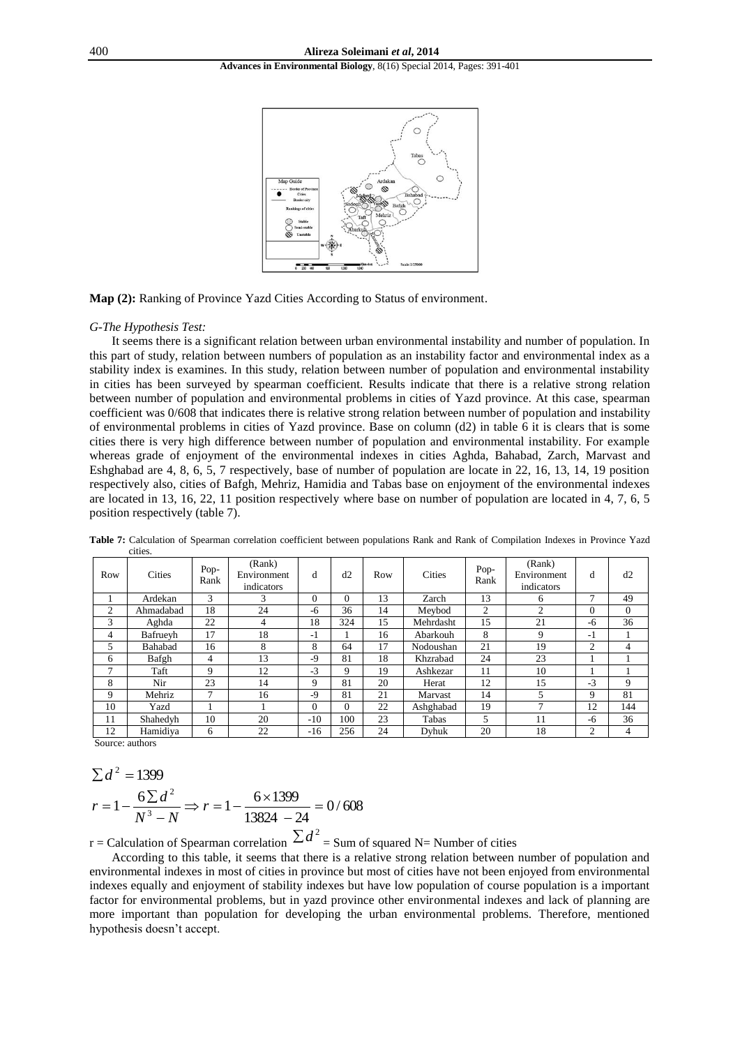**Map (2):** Ranking of Province Yazd Cities According to Status of environment.

*G-The Hypothesis Test:*

It seems there is a significant relation between urban environmental instability and number of population. In this part of study, relation between numbers of population as an instability factor and environmental index as a stability index is examines. In this study, relation between number of population and environmental instability in cities has been surveyed by spearman coefficient. Results indicate that there is a relative strong relation between number of population and environmental problems in cities of Yazd province. At this case, spearman coefficient was 0/608 that indicates there is relative strong relation between number of population and instability of environmental problems in cities of Yazd province. Base on column (d2) in table 6 it is clears that is some cities there is very high difference between number of population and environmental instability. For example whereas grade of enjoyment of the environmental indexes in cities Aghda, Bahabad, Zarch, Marvast and Eshghabad are 4, 8, 6, 5, 7 respectively, base of number of population are locate in 22, 16, 13, 14, 19 position respectively also, cities of Bafgh, Mehriz, Hamidia and Tabas base on enjoyment of the environmental indexes are located in 13, 16, 22, 11 position respectively where base on number of population are located in 4, 7, 6, 5 position respectively (table 7).

**Table 7:** Calculation of Spearman correlation coefficient between populations Rank and Rank of Compilation Indexes in Province Yazd cities.

| Row | Cities | Pop-Rank | (Rank) Environment indicators | d | d2 | Row | Cities | Pop-Rank | (Rank) Environment indicators | d | d2 |
|---|---|---|---|---|---|---|---|---|---|---|---|
| 1 | Ardekan | 3 | 3 | 0 | 0 | 13 | Zarch | 13 | 6 | 7 | 49 |
| 2 | Ahmadabad | 18 | 24 | -6 | 36 | 14 | Meybod | 2 | 2 | 0 | 0 |
| 3 | Aghda | 22 | 4 | 18 | 324 | 15 | Mehrdasht | 15 | 21 | -6 | 36 |
| 4 | Bafrueyh | 17 | 18 | -1 | 1 | 16 | Abarkouh | 8 | 9 | -1 | 1 |
| 5 | Bahabad | 16 | 8 | 8 | 64 | 17 | Nodoushan | 21 | 19 | 2 | 4 |
| 6 | Bafgh | 4 | 13 | -9 | 81 | 18 | Khzrabad | 24 | 23 | 1 | 1 |
| 7 | Taft | 9 | 12 | -3 | 9 | 19 | Ashkezar | 11 | 10 | 1 | 1 |
| 8 | Nir | 23 | 14 | 9 | 81 | 20 | Herat | 12 | 15 | -3 | 9 |
| 9 | Mehriz | 7 | 16 | -9 | 81 | 21 | Marvast | 14 | 5 | 9 | 81 |
| 10 | Yazd | 1 | 1 | 0 | 0 | 22 | Ashghabad | 19 | 7 | 12 | 144 |
| 11 | Shahedyh | 10 | 20 | -10 | 100 | 23 | Tabas | 5 | 11 | -6 | 36 |
| 12 | Hamidiya | 6 | 22 | -16 | 256 | 24 | Dyhuk | 20 | 18 | 2 | 4 |

Source: authors

$$\sum d^2 = 1399$$

$$r = 1 - \frac{6\sum d^2}{N^3 - N} \Rightarrow r = 1 - \frac{6 \times 1399}{13824 - 24} = 0/608$$

r = Calculation of Spearman correlation $\sum d^2$ = Sum of squared N= Number of cities

According to this table, it seems that there is a relative strong relation between number of population and environmental indexes in most of cities in province but most of cities have not been enjoyed from environmental indexes equally and enjoyment of stability indexes but have low population of course population is a important factor for environmental problems, but in yazd province other environmental indexes and lack of planning are more important than population for developing the urban environmental problems. Therefore, mentioned hypothesis doesn't accept.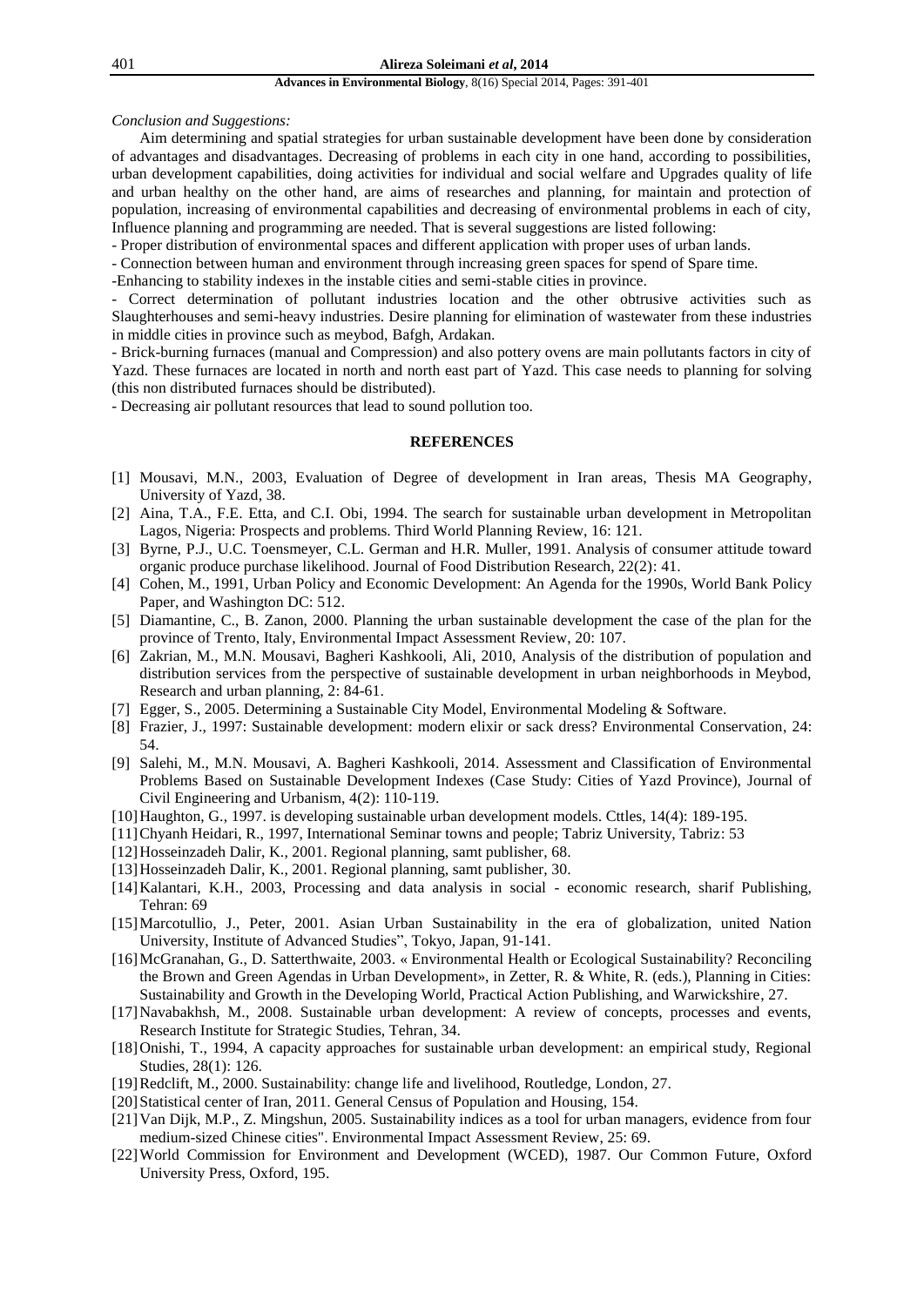*Conclusion and Suggestions:*

Aim determining and spatial strategies for urban sustainable development have been done by consideration of advantages and disadvantages. Decreasing of problems in each city in one hand, according to possibilities, urban development capabilities, doing activities for individual and social welfare and Upgrades quality of life and urban healthy on the other hand, are aims of researches and planning, for maintain and protection of population, increasing of environmental capabilities and decreasing of environmental problems in each of city, Influence planning and programming are needed. That is several suggestions are listed following:

- Proper distribution of environmental spaces and different application with proper uses of urban lands.
- Connection between human and environment through increasing green spaces for spend of Spare time.
- Enhancing to stability indexes in the instable cities and semi-stable cities in province.
- Correct determination of pollutant industries location and the other obtrusive activities such as Slaughterhouses and semi-heavy industries. Desire planning for elimination of wastewater from these industries in middle cities in province such as meybod, Bafgh, Ardakan.
- Brick-burning furnaces (manual and Compression) and also pottery ovens are main pollutants factors in city of Yazd. These furnaces are located in north and north east part of Yazd. This case needs to planning for solving (this non distributed furnaces should be distributed).
- Decreasing air pollutant resources that lead to sound pollution too.

## REFERENCES

[1] Mousavi, M.N., 2003, Evaluation of Degree of development in Iran areas, Thesis MA Geography, University of Yazd, 38.

[2] Aina, T.A., F.E. Etta, and C.I. Obi, 1994. The search for sustainable urban development in Metropolitan Lagos, Nigeria: Prospects and problems. Third World Planning Review, 16: 121.

[3] Byrne, P.J., U.C. Toensmeyer, C.L. German and H.R. Muller, 1991. Analysis of consumer attitude toward organic produce purchase likelihood. Journal of Food Distribution Research, 22(2): 41.

[4] Cohen, M., 1991, Urban Policy and Economic Development: An Agenda for the 1990s, World Bank Policy Paper, and Washington DC: 512.

[5] Diamantine, C., B. Zanon, 2000. Planning the urban sustainable development the case of the plan for the province of Trento, Italy, Environmental Impact Assessment Review, 20: 107.

[6] Zakrian, M., M.N. Mousavi, Bagheri Kashkooli, Ali, 2010, Analysis of the distribution of population and distribution services from the perspective of sustainable development in urban neighborhoods in Meybod, Research and urban planning, 2: 84-61.

[7] Egger, S., 2005. Determining a Sustainable City Model, Environmental Modeling & Software.

[8] Frazier, J., 1997: Sustainable development: modern elixir or sack dress? Environmental Conservation, 24: 54.

[9] Salehi, M., M.N. Mousavi, A. Bagheri Kashkooli, 2014. Assessment and Classification of Environmental Problems Based on Sustainable Development Indexes (Case Study: Cities of Yazd Province), Journal of Civil Engineering and Urbanism, 4(2): 110-119.

[10] Haughton, G., 1997. is developing sustainable urban development models. Cttles, 14(4): 189-195.

[11] Chyanh Heidari, R., 1997, International Seminar towns and people; Tabriz University, Tabriz: 53

[12] Hosseinzadeh Dalir, K., 2001. Regional planning, samt publisher, 68.

[13] Hosseinzadeh Dalir, K., 2001. Regional planning, samt publisher, 30.

[14] Kalantari, K.H., 2003, Processing and data analysis in social - economic research, sharif Publishing, Tehran: 69

[15] Marcotullio, J., Peter, 2001. Asian Urban Sustainability in the era of globalization, united Nation University, Institute of Advanced Studies", Tokyo, Japan, 91-141.

[16] McGranahan, G., D. Satterthwaite, 2003. « Environmental Health or Ecological Sustainability? Reconciling the Brown and Green Agendas in Urban Development», in Zetter, R. & White, R. (eds.), Planning in Cities: Sustainability and Growth in the Developing World, Practical Action Publishing, and Warwickshire, 27.

[17] Navabakhsh, M., 2008. Sustainable urban development: A review of concepts, processes and events, Research Institute for Strategic Studies, Tehran, 34.

[18] Onishi, T., 1994, A capacity approaches for sustainable urban development: an empirical study, Regional Studies, 28(1): 126.

[19] Redclift, M., 2000. Sustainability: change life and livelihood, Routledge, London, 27.

[20] Statistical center of Iran, 2011. General Census of Population and Housing, 154.

[21] Van Dijk, M.P., Z. Mingshun, 2005. Sustainability indices as a tool for urban managers, evidence from four medium-sized Chinese cities". Environmental Impact Assessment Review, 25: 69.

[22] World Commission for Environment and Development (WCED), 1987. Our Common Future, Oxford University Press, Oxford, 195.